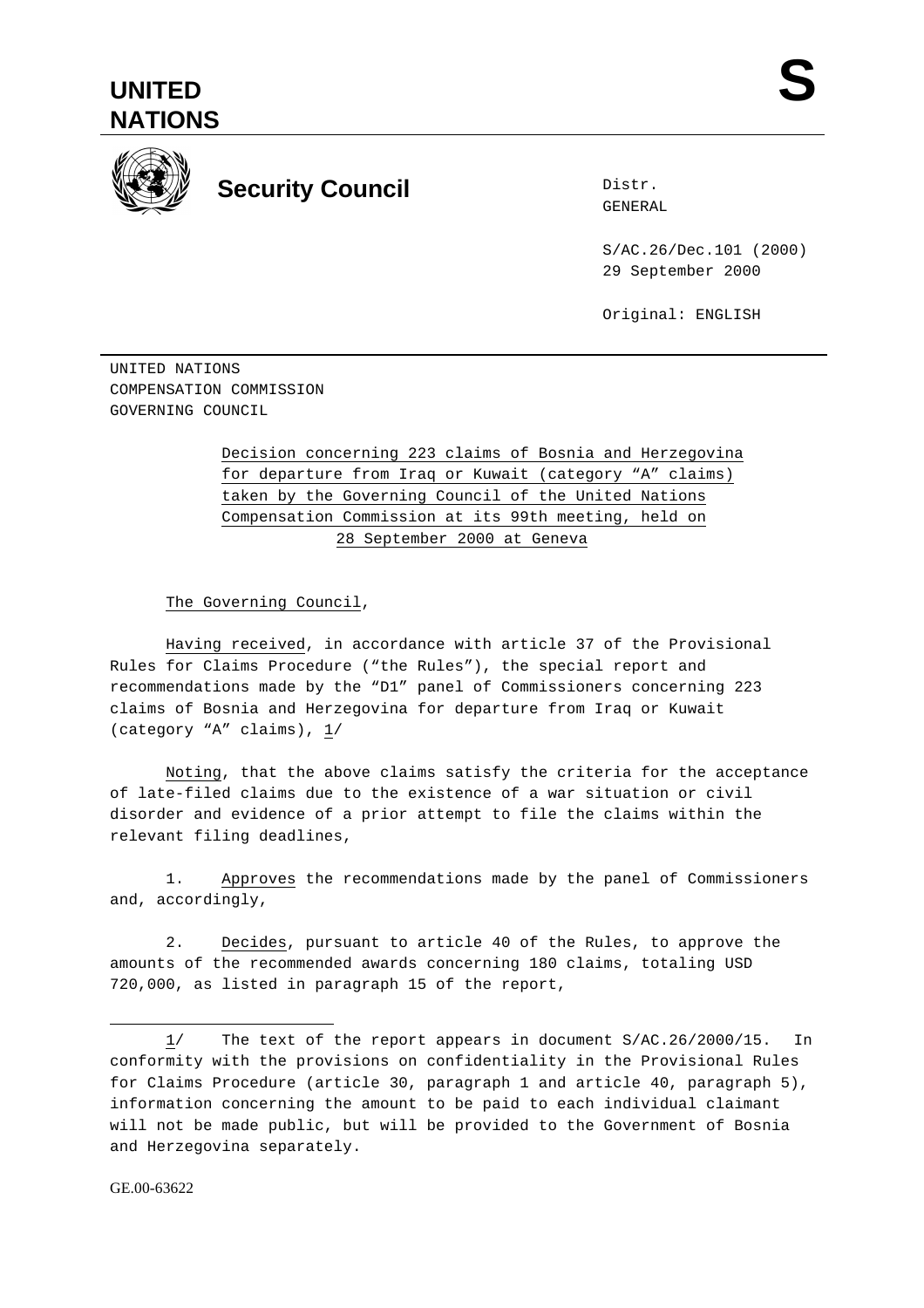# UNITED NATIONS

**S**

## Security Council

Distr.
GENERAL

S/AC.26/Dec.101 (2000)
29 September 2000

Original: ENGLISH

UNITED NATIONS
COMPENSATION COMMISSION
GOVERNING COUNCIL

Decision concerning 223 claims of Bosnia and Herzegovina for departure from Iraq or Kuwait (category "A" claims) taken by the Governing Council of the United Nations Compensation Commission at its 99th meeting, held on 28 September 2000 at Geneva

The Governing Council,

Having received, in accordance with article 37 of the Provisional Rules for Claims Procedure ("the Rules"), the special report and recommendations made by the "D1" panel of Commissioners concerning 223 claims of Bosnia and Herzegovina for departure from Iraq or Kuwait (category "A" claims), 1/

Noting, that the above claims satisfy the criteria for the acceptance of late-filed claims due to the existence of a war situation or civil disorder and evidence of a prior attempt to file the claims within the relevant filing deadlines,

1. Approves the recommendations made by the panel of Commissioners and, accordingly,

2. Decides, pursuant to article 40 of the Rules, to approve the amounts of the recommended awards concerning 180 claims, totaling USD 720,000, as listed in paragraph 15 of the report,

---

1/ The text of the report appears in document S/AC.26/2000/15. In conformity with the provisions on confidentiality in the Provisional Rules for Claims Procedure (article 30, paragraph 1 and article 40, paragraph 5), information concerning the amount to be paid to each individual claimant will not be made public, but will be provided to the Government of Bosnia and Herzegovina separately.

GE.00-63622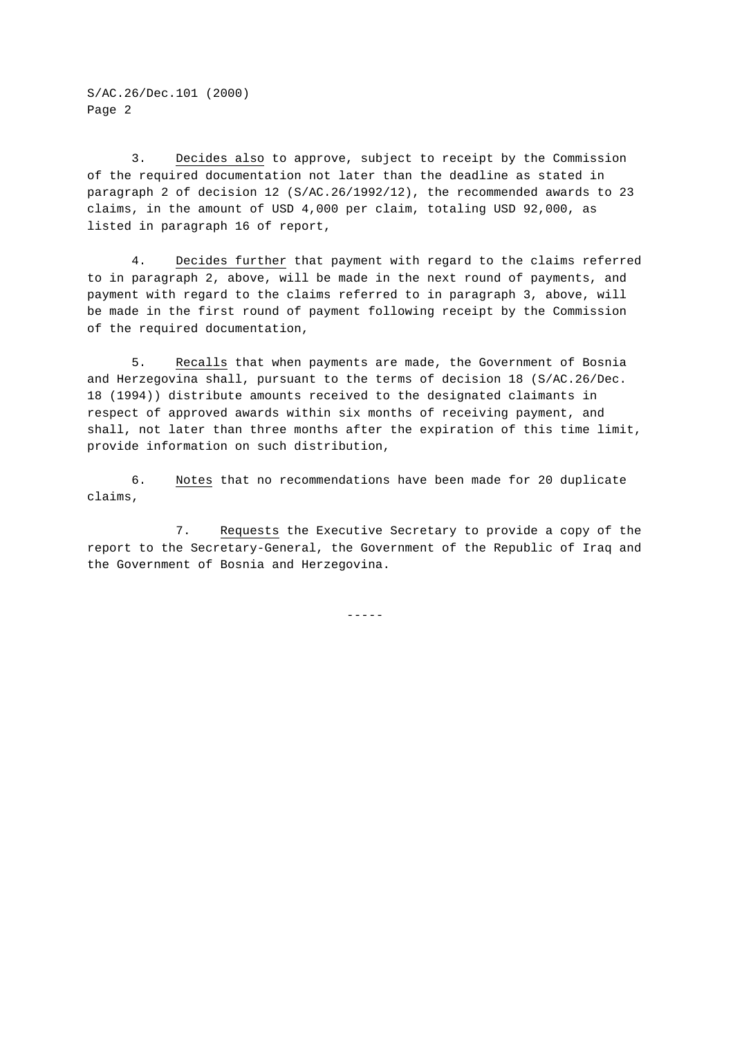3. *Decides also* to approve, subject to receipt by the Commission of the required documentation not later than the deadline as stated in paragraph 2 of decision 12 (S/AC.26/1992/12), the recommended awards to 23 claims, in the amount of USD 4,000 per claim, totaling USD 92,000, as listed in paragraph 16 of report,

4. *Decides further* that payment with regard to the claims referred to in paragraph 2, above, will be made in the next round of payments, and payment with regard to the claims referred to in paragraph 3, above, will be made in the first round of payment following receipt by the Commission of the required documentation,

5. *Recalls* that when payments are made, the Government of Bosnia and Herzegovina shall, pursuant to the terms of decision 18 (S/AC.26/Dec. 18 (1994)) distribute amounts received to the designated claimants in respect of approved awards within six months of receiving payment, and shall, not later than three months after the expiration of this time limit, provide information on such distribution,

6. *Notes* that no recommendations have been made for 20 duplicate claims,

7. *Requests* the Executive Secretary to provide a copy of the report to the Secretary-General, the Government of the Republic of Iraq and the Government of Bosnia and Herzegovina.

-----